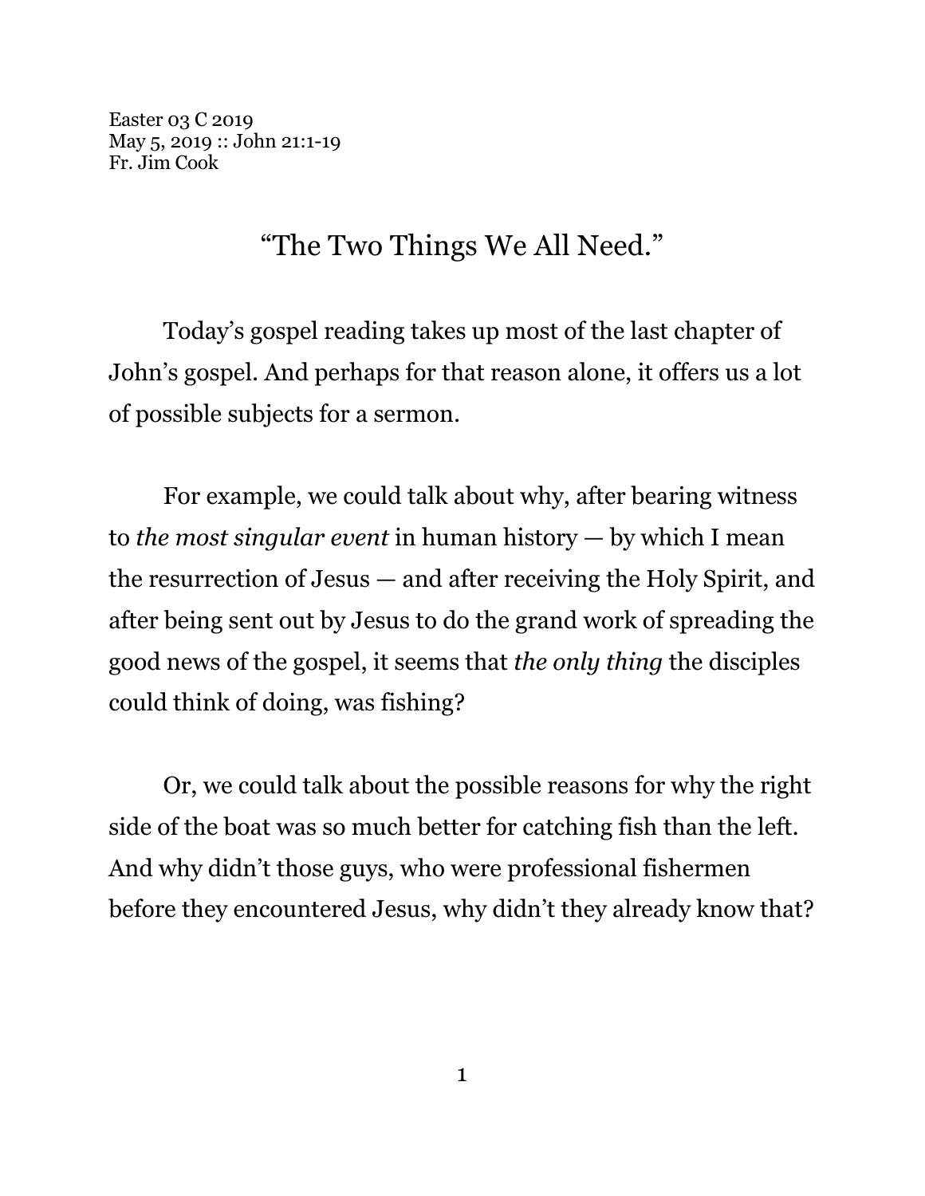Easter 03 C 2019
May 5, 2019 :: John 21:1-19
Fr. Jim Cook

# "The Two Things We All Need."

Today's gospel reading takes up most of the last chapter of John's gospel. And perhaps for that reason alone, it offers us a lot of possible subjects for a sermon.

For example, we could talk about why, after bearing witness to *the most singular event* in human history — by which I mean the resurrection of Jesus — and after receiving the Holy Spirit, and after being sent out by Jesus to do the grand work of spreading the good news of the gospel, it seems that *the only thing* the disciples could think of doing, was fishing?

Or, we could talk about the possible reasons for why the right side of the boat was so much better for catching fish than the left. And why didn't those guys, who were professional fishermen before they encountered Jesus, why didn't they already know that?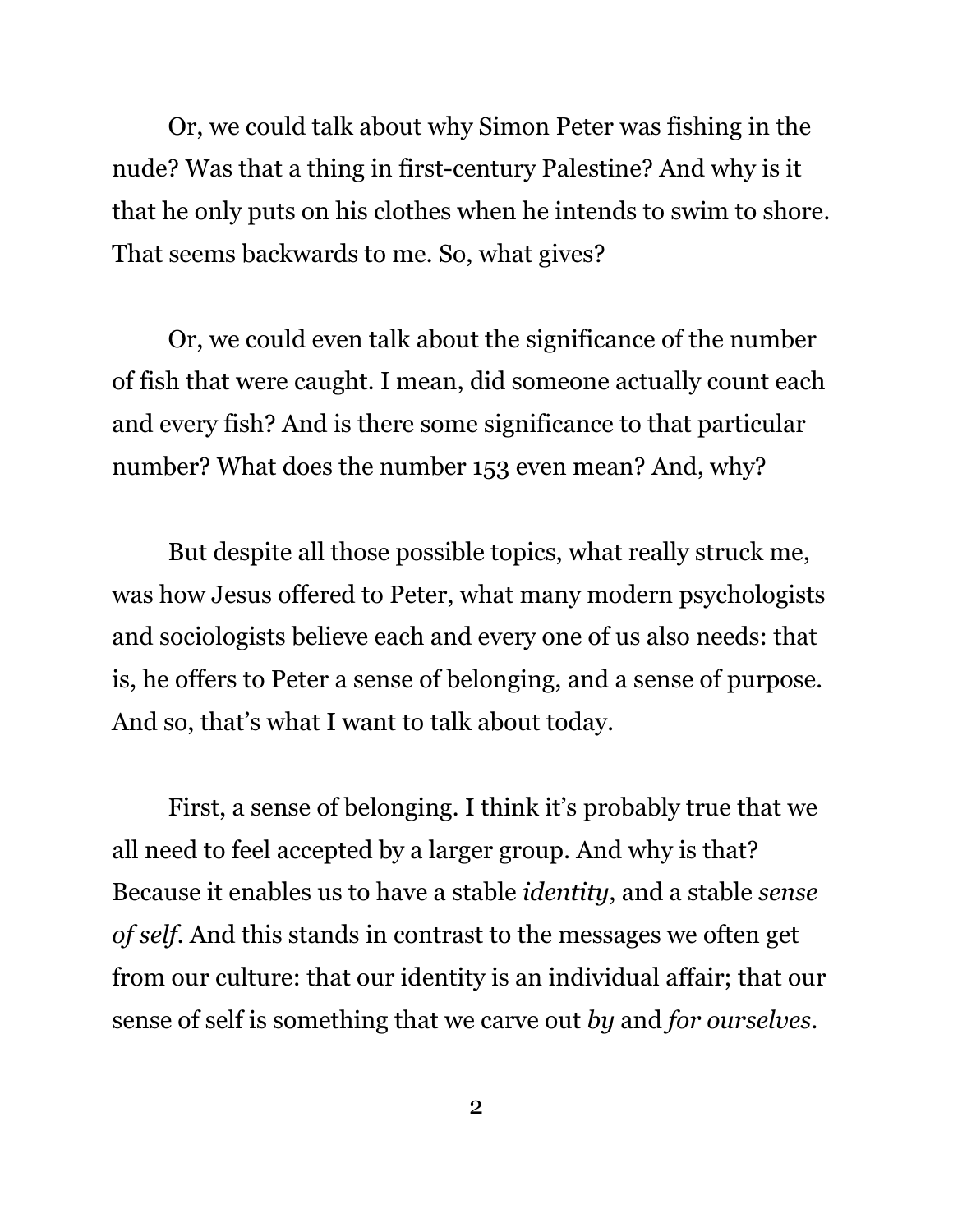Or, we could talk about why Simon Peter was fishing in the nude? Was that a thing in first-century Palestine? And why is it that he only puts on his clothes when he intends to swim to shore. That seems backwards to me. So, what gives?

Or, we could even talk about the significance of the number of fish that were caught. I mean, did someone actually count each and every fish? And is there some significance to that particular number? What does the number 153 even mean? And, why?

But despite all those possible topics, what really struck me, was how Jesus offered to Peter, what many modern psychologists and sociologists believe each and every one of us also needs: that is, he offers to Peter a sense of belonging, and a sense of purpose. And so, that's what I want to talk about today.

First, a sense of belonging. I think it's probably true that we all need to feel accepted by a larger group. And why is that? Because it enables us to have a stable *identity*, and a stable *sense of self*. And this stands in contrast to the messages we often get from our culture: that our identity is an individual affair; that our sense of self is something that we carve out *by* and *for ourselves*.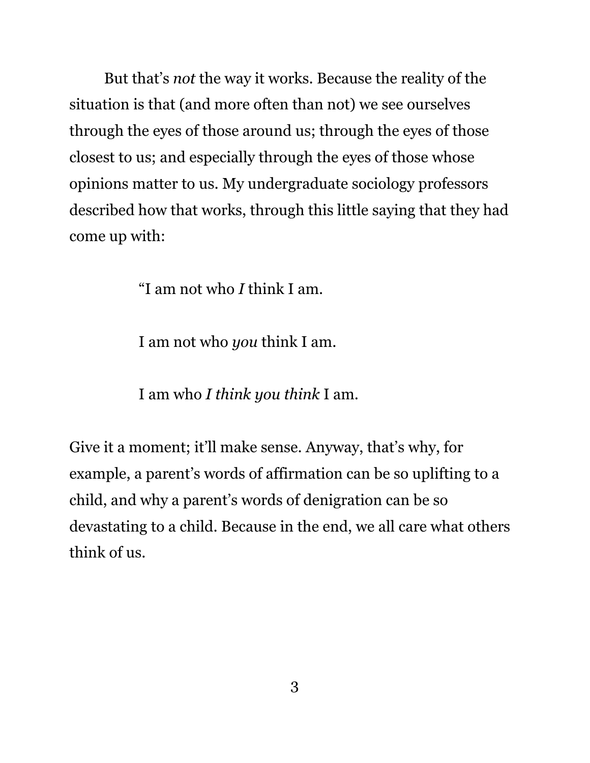But that's *not* the way it works. Because the reality of the situation is that (and more often than not) we see ourselves through the eyes of those around us; through the eyes of those closest to us; and especially through the eyes of those whose opinions matter to us. My undergraduate sociology professors described how that works, through this little saying that they had come up with:

> "I am not who *I* think I am.
>
> I am not who *you* think I am.
>
> I am who *I think you think* I am.

Give it a moment; it'll make sense. Anyway, that's why, for example, a parent's words of affirmation can be so uplifting to a child, and why a parent's words of denigration can be so devastating to a child. Because in the end, we all care what others think of us.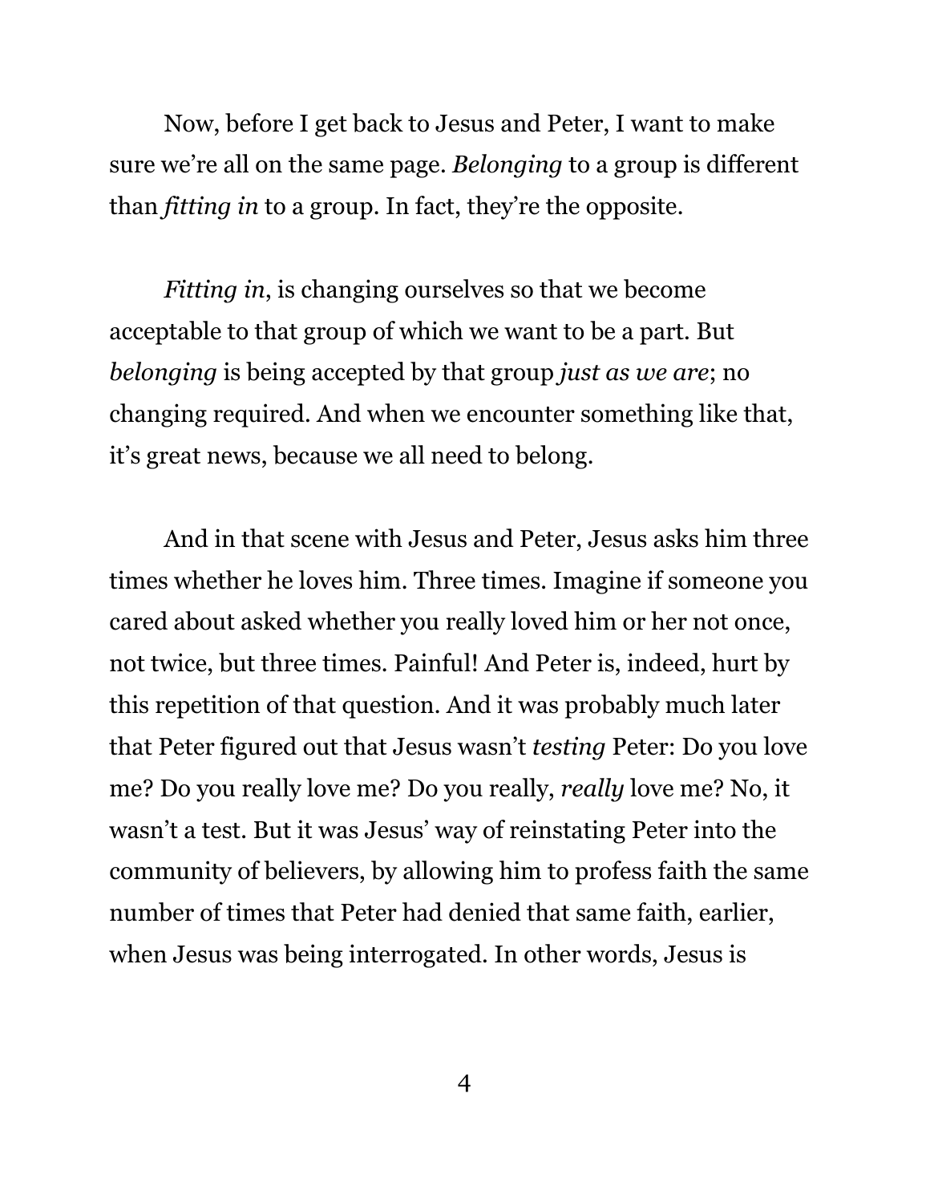Now, before I get back to Jesus and Peter, I want to make sure we're all on the same page. *Belonging* to a group is different than *fitting in* to a group. In fact, they're the opposite.

*Fitting in*, is changing ourselves so that we become acceptable to that group of which we want to be a part. But *belonging* is being accepted by that group *just as we are*; no changing required. And when we encounter something like that, it's great news, because we all need to belong.

And in that scene with Jesus and Peter, Jesus asks him three times whether he loves him. Three times. Imagine if someone you cared about asked whether you really loved him or her not once, not twice, but three times. Painful! And Peter is, indeed, hurt by this repetition of that question. And it was probably much later that Peter figured out that Jesus wasn't *testing* Peter: Do you love me? Do you really love me? Do you really, *really* love me? No, it wasn't a test. But it was Jesus' way of reinstating Peter into the community of believers, by allowing him to profess faith the same number of times that Peter had denied that same faith, earlier, when Jesus was being interrogated. In other words, Jesus is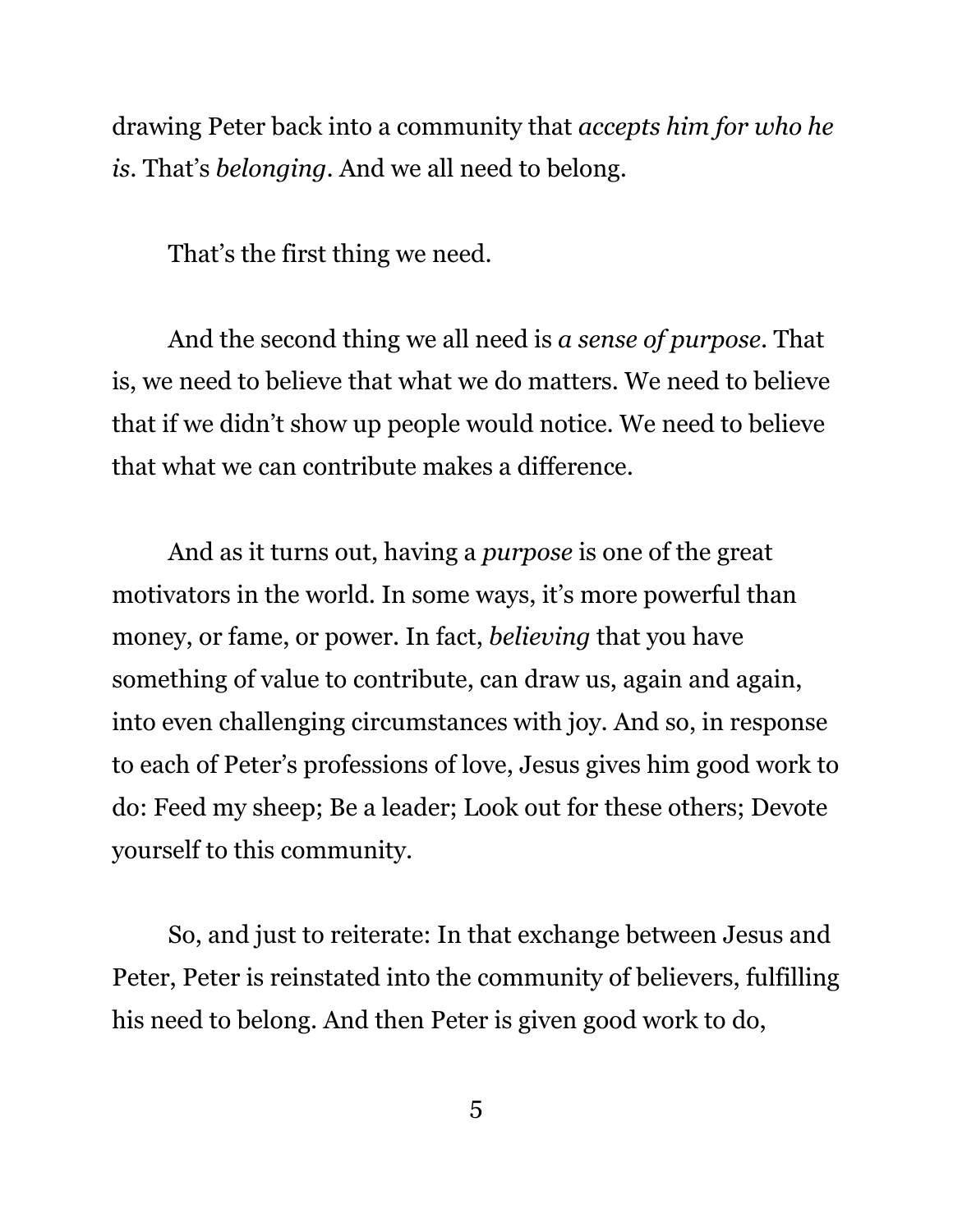drawing Peter back into a community that *accepts him for who he is*. That's *belonging*. And we all need to belong.

That's the first thing we need.

And the second thing we all need is *a sense of purpose*. That is, we need to believe that what we do matters. We need to believe that if we didn't show up people would notice. We need to believe that what we can contribute makes a difference.

And as it turns out, having a *purpose* is one of the great motivators in the world. In some ways, it's more powerful than money, or fame, or power. In fact, *believing* that you have something of value to contribute, can draw us, again and again, into even challenging circumstances with joy. And so, in response to each of Peter's professions of love, Jesus gives him good work to do: Feed my sheep; Be a leader; Look out for these others; Devote yourself to this community.

So, and just to reiterate: In that exchange between Jesus and Peter, Peter is reinstated into the community of believers, fulfilling his need to belong. And then Peter is given good work to do,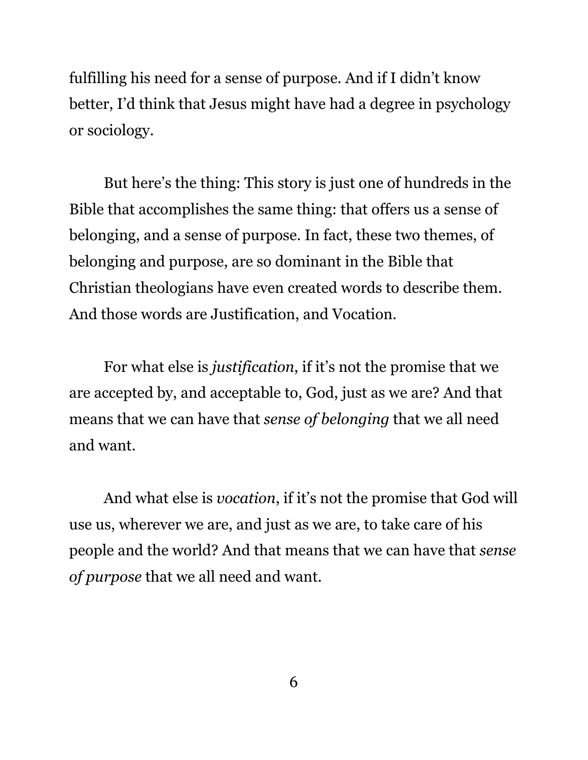fulfilling his need for a sense of purpose. And if I didn't know better, I'd think that Jesus might have had a degree in psychology or sociology.

But here's the thing: This story is just one of hundreds in the Bible that accomplishes the same thing: that offers us a sense of belonging, and a sense of purpose. In fact, these two themes, of belonging and purpose, are so dominant in the Bible that Christian theologians have even created words to describe them. And those words are Justification, and Vocation.

For what else is *justification*, if it's not the promise that we are accepted by, and acceptable to, God, just as we are? And that means that we can have that *sense of belonging* that we all need and want.

And what else is *vocation*, if it's not the promise that God will use us, wherever we are, and just as we are, to take care of his people and the world? And that means that we can have that *sense of purpose* that we all need and want.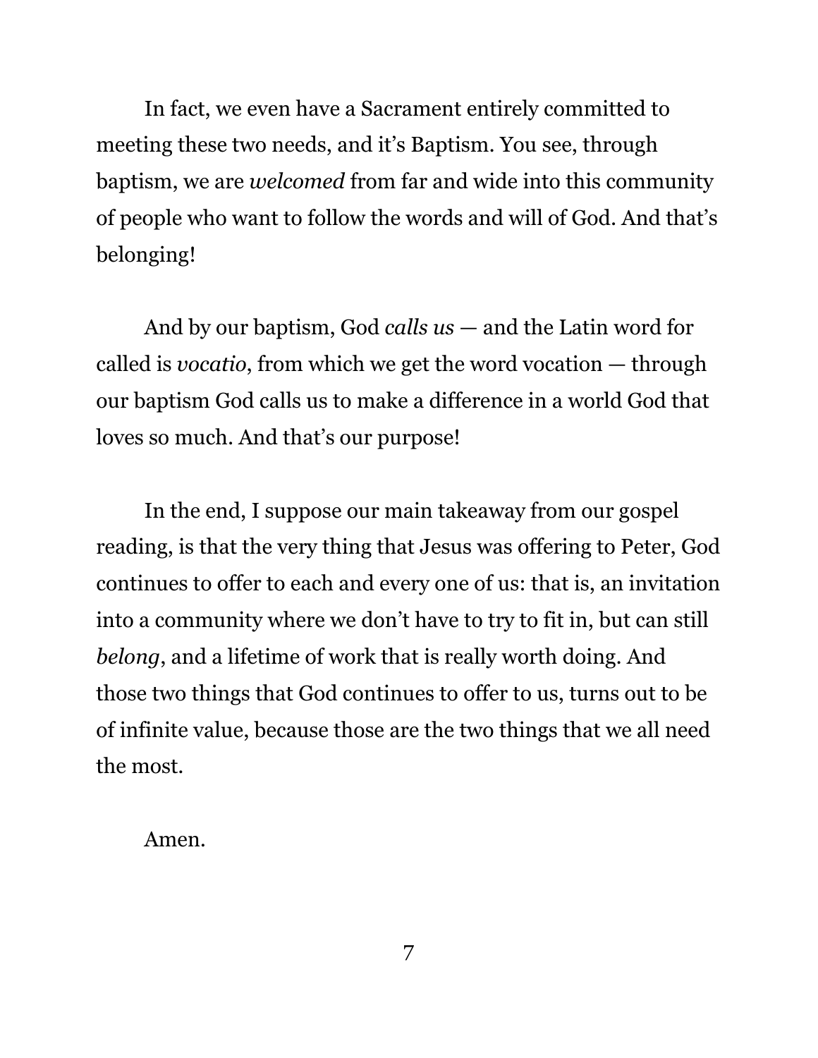In fact, we even have a Sacrament entirely committed to meeting these two needs, and it's Baptism. You see, through baptism, we are *welcomed* from far and wide into this community of people who want to follow the words and will of God. And that's belonging!

And by our baptism, God *calls us* — and the Latin word for called is *vocatio*, from which we get the word vocation — through our baptism God calls us to make a difference in a world God that loves so much. And that's our purpose!

In the end, I suppose our main takeaway from our gospel reading, is that the very thing that Jesus was offering to Peter, God continues to offer to each and every one of us: that is, an invitation into a community where we don't have to try to fit in, but can still *belong*, and a lifetime of work that is really worth doing. And those two things that God continues to offer to us, turns out to be of infinite value, because those are the two things that we all need the most.

Amen.